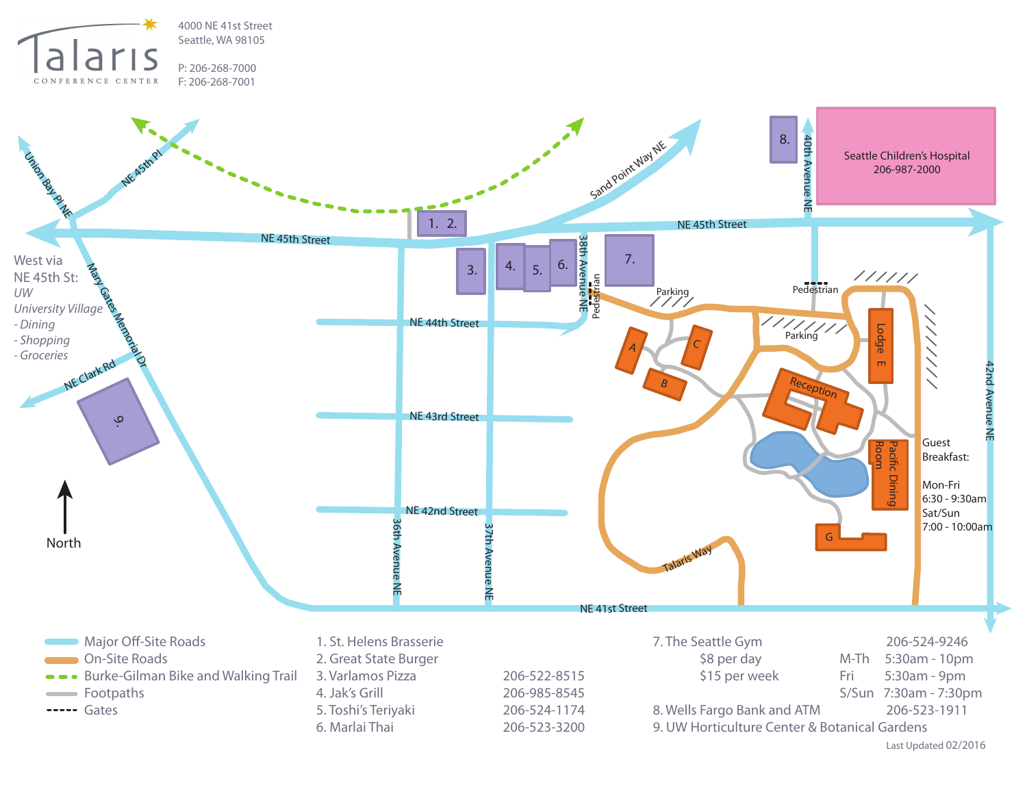# Talaris

CONFERENCE CENTER

4000 NE 41st Street
Seattle, WA 98105

P: 206-268-7000
F: 206-268-7001

West via NE 45th St:
*UW*
*University Village*
*- Dining*
*- Shopping*
*- Groceries*

Seattle Children's Hospital
206-987-2000

Guest Breakfast:

Mon-Fri
6:30 - 9:30am
Sat/Sun
7:00 - 10:00am

North

- Major Off-Site Roads
- On-Site Roads
- Burke-Gilman Bike and Walking Trail
- Footpaths
- Gates

| | |
|---|---|
| 1. St. Helens Brasserie | |
| 2. Great State Burger | |
| 3. Varlamos Pizza | 206-522-8515 |
| 4. Jak's Grill | 206-985-8545 |
| 5. Toshi's Teriyaki | 206-524-1174 |
| 6. Marlai Thai | 206-523-3200 |

7. The Seattle Gym — 206-524-9246

| | | |
|---|---|---|
| $8 per day | M-Th | 5:30am - 10pm |
| $15 per week | Fri | 5:30am - 9pm |
| | S/Sun | 7:30am - 7:30pm |

8. Wells Fargo Bank and ATM — 206-523-1911

9. UW Horticulture Center & Botanical Gardens

Last Updated 02/2016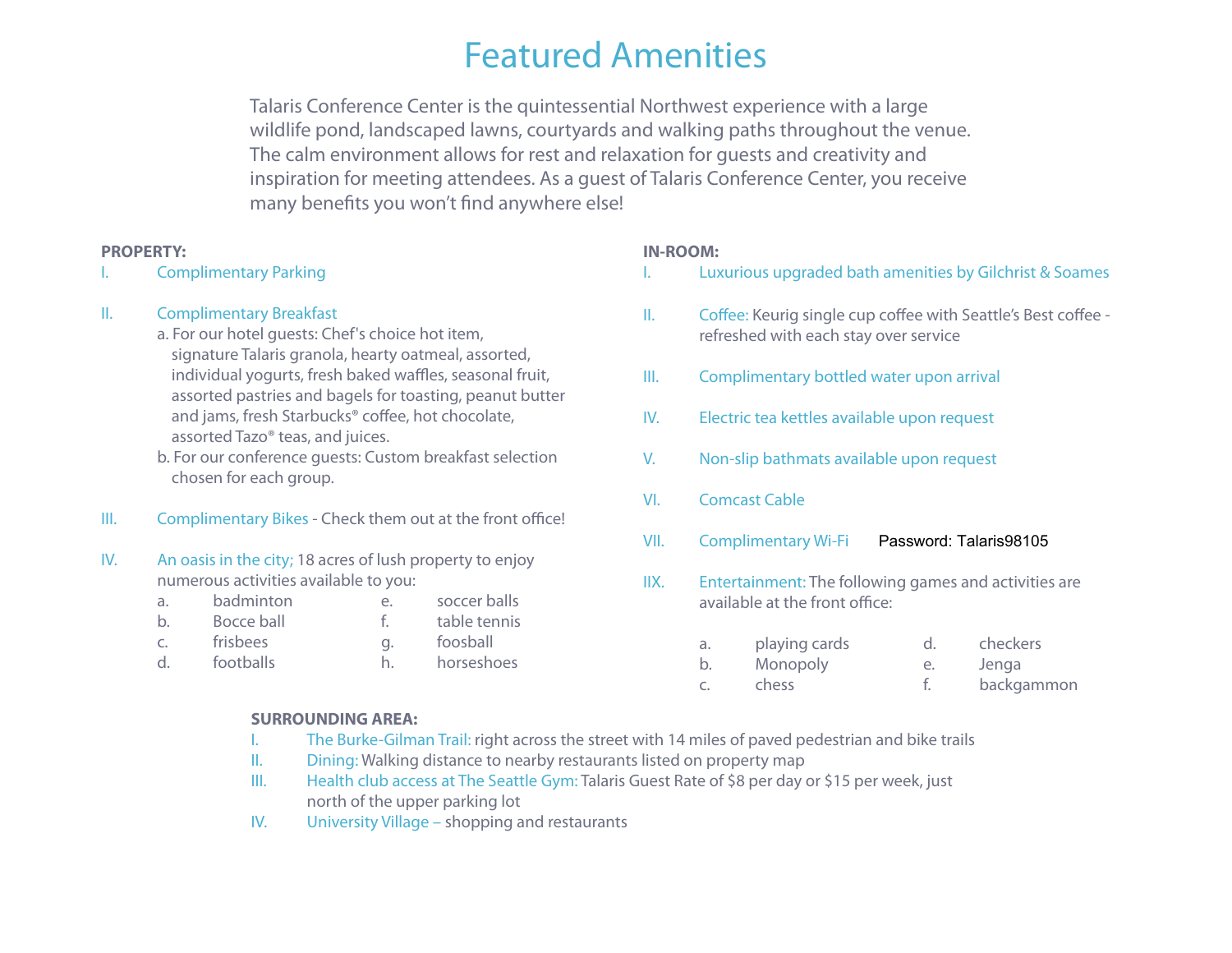# Featured Amenities

Talaris Conference Center is the quintessential Northwest experience with a large wildlife pond, landscaped lawns, courtyards and walking paths throughout the venue. The calm environment allows for rest and relaxation for guests and creativity and inspiration for meeting attendees. As a guest of Talaris Conference Center, you receive many benefits you won't find anywhere else!

**PROPERTY:**

I. Complimentary Parking

II. Complimentary Breakfast
   a. For our hotel guests: Chef's choice hot item, signature Talaris granola, hearty oatmeal, assorted, individual yogurts, fresh baked waffles, seasonal fruit, assorted pastries and bagels for toasting, peanut butter and jams, fresh Starbucks® coffee, hot chocolate, assorted Tazo® teas, and juices.
   b. For our conference guests: Custom breakfast selection chosen for each group.

III. Complimentary Bikes - Check them out at the front office!

IV. An oasis in the city; 18 acres of lush property to enjoy numerous activities available to you:
   a. badminton
   b. Bocce ball
   c. frisbees
   d. footballs
   e. soccer balls
   f. table tennis
   g. foosball
   h. horseshoes

**IN-ROOM:**

I. Luxurious upgraded bath amenities by Gilchrist & Soames

II. Coffee: Keurig single cup coffee with Seattle's Best coffee - refreshed with each stay over service

III. Complimentary bottled water upon arrival

IV. Electric tea kettles available upon request

V. Non-slip bathmats available upon request

VI. Comcast Cable

VII. Complimentary Wi-Fi Password: Talaris98105

IIX. Entertainment: The following games and activities are available at the front office:
   a. playing cards
   b. Monopoly
   c. chess
   d. checkers
   e. Jenga
   f. backgammon

**SURROUNDING AREA:**

I. The Burke-Gilman Trail: right across the street with 14 miles of paved pedestrian and bike trails
II. Dining: Walking distance to nearby restaurants listed on property map
III. Health club access at The Seattle Gym: Talaris Guest Rate of $8 per day or $15 per week, just north of the upper parking lot
IV. University Village – shopping and restaurants